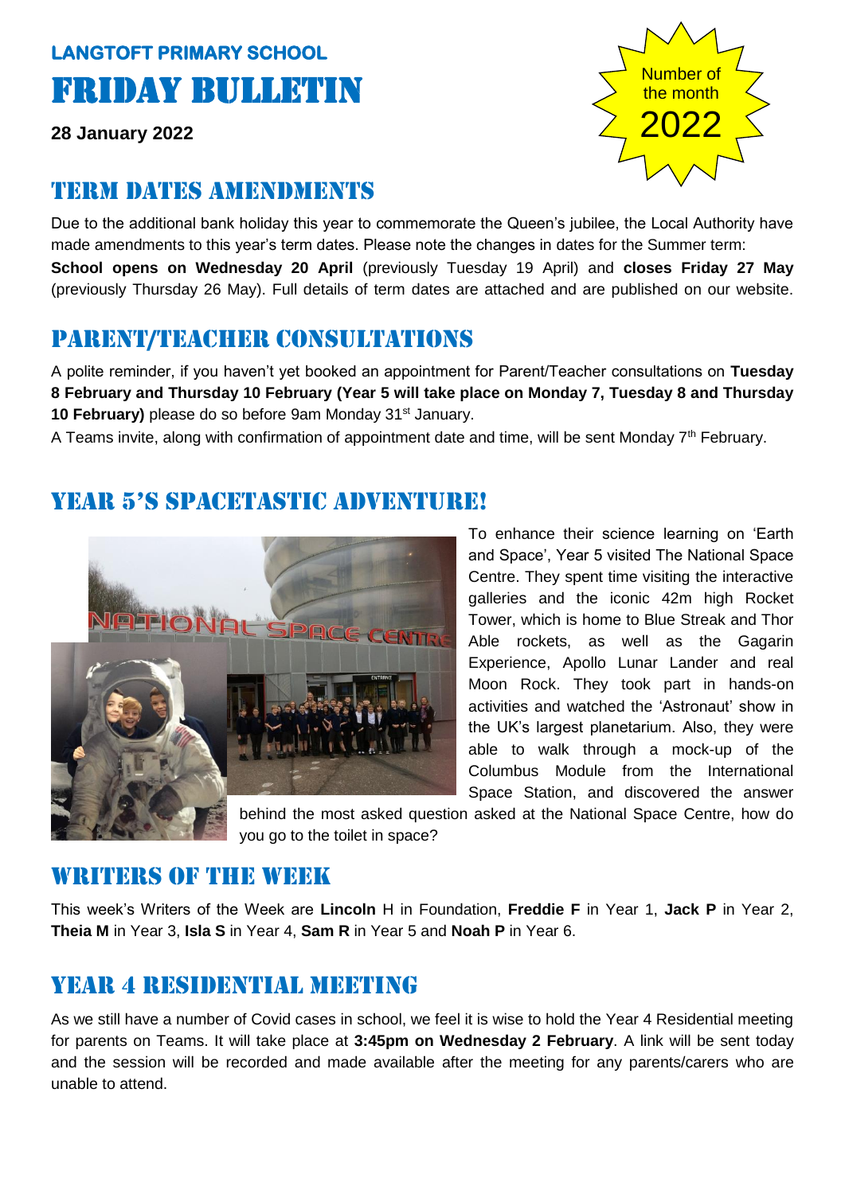**LANGTOFT PRIMARY SCHOOL**

# FRIDAY BULLETIN

**28 January 2022**

Number of the month
2022

## TERM DATES AMENDMENTS

Due to the additional bank holiday this year to commemorate the Queen's jubilee, the Local Authority have made amendments to this year's term dates. Please note the changes in dates for the Summer term: **School opens on Wednesday 20 April** (previously Tuesday 19 April) and **closes Friday 27 May** (previously Thursday 26 May). Full details of term dates are attached and are published on our website.

## PARENT/TEACHER CONSULTATIONS

A polite reminder, if you haven't yet booked an appointment for Parent/Teacher consultations on **Tuesday 8 February and Thursday 10 February (Year 5 will take place on Monday 7, Tuesday 8 and Thursday 10 February)** please do so before 9am Monday 31st January.

A Teams invite, along with confirmation of appointment date and time, will be sent Monday 7th February.

## YEAR 5'S SPACETASTIC ADVENTURE!

To enhance their science learning on 'Earth and Space', Year 5 visited The National Space Centre. They spent time visiting the interactive galleries and the iconic 42m high Rocket Tower, which is home to Blue Streak and Thor Able rockets, as well as the Gagarin Experience, Apollo Lunar Lander and real Moon Rock. They took part in hands-on activities and watched the 'Astronaut' show in the UK's largest planetarium. Also, they were able to walk through a mock-up of the Columbus Module from the International Space Station, and discovered the answer behind the most asked question asked at the National Space Centre, how do you go to the toilet in space?

## WRITERS OF THE WEEK

This week's Writers of the Week are **Lincoln** H in Foundation, **Freddie F** in Year 1, **Jack P** in Year 2, **Theia M** in Year 3, **Isla S** in Year 4, **Sam R** in Year 5 and **Noah P** in Year 6.

## YEAR 4 RESIDENTIAL MEETING

As we still have a number of Covid cases in school, we feel it is wise to hold the Year 4 Residential meeting for parents on Teams. It will take place at **3:45pm on Wednesday 2 February**. A link will be sent today and the session will be recorded and made available after the meeting for any parents/carers who are unable to attend.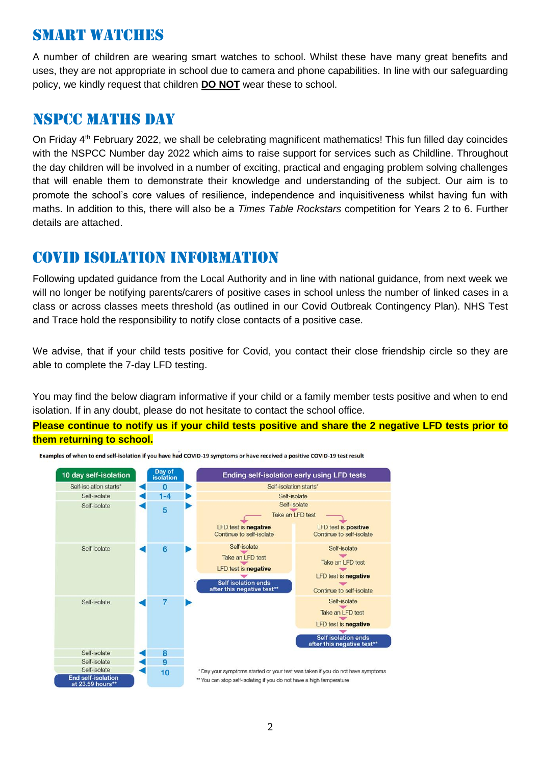## SMART WATCHES

A number of children are wearing smart watches to school. Whilst these have many great benefits and uses, they are not appropriate in school due to camera and phone capabilities. In line with our safeguarding policy, we kindly request that children **DO NOT** wear these to school.

## NSPCC MATHS DAY

On Friday 4th February 2022, we shall be celebrating magnificent mathematics! This fun filled day coincides with the NSPCC Number day 2022 which aims to raise support for services such as Childline. Throughout the day children will be involved in a number of exciting, practical and engaging problem solving challenges that will enable them to demonstrate their knowledge and understanding of the subject. Our aim is to promote the school's core values of resilience, independence and inquisitiveness whilst having fun with maths. In addition to this, there will also be a *Times Table Rockstars* competition for Years 2 to 6. Further details are attached.

## COVID ISOLATION INFORMATION

Following updated guidance from the Local Authority and in line with national guidance, from next week we will no longer be notifying parents/carers of positive cases in school unless the number of linked cases in a class or across classes meets threshold (as outlined in our Covid Outbreak Contingency Plan). NHS Test and Trace hold the responsibility to notify close contacts of a positive case.

We advise, that if your child tests positive for Covid, you contact their close friendship circle so they are able to complete the 7-day LFD testing.

You may find the below diagram informative if your child or a family member tests positive and when to end isolation. If in any doubt, please do not hesitate to contact the school office.

**Please continue to notify us if your child tests positive and share the 2 negative LFD tests prior to them returning to school.**

**Examples of when to end self-isolation if you have had COVID-19 symptoms or have received a positive COVID-19 test result**

| 10 day self-isolation | Day of isolation | Ending self-isolation early using LFD tests | |
|---|---|---|---|
| Self-isolation starts* | 0 | Self-isolation starts* | |
| Self-isolate | 1-4 | Self-isolate | |
| Self-isolate | 5 | Self-isolate<br>Take an LFD test<br>LFD test is **negative**<br>Continue to self-isolate | Self-isolate<br>Take an LFD test<br>LFD test is **positive**<br>Continue to self-isolate |
| Self-isolate | 6 | Self-isolate<br>Take an LFD test<br>LFD test is **negative**<br>**Self isolation ends after this negative test**** | Self-isolate<br>Take an LFD test<br>LFD test is **negative**<br>Continue to self-isolate |
| Self-isolate | 7 | | Self-isolate<br>Take an LFD test<br>LFD test is **negative**<br>**Self isolation ends after this negative test**** |
| Self-isolate | 8 | | |
| Self-isolate | 9 | | |
| Self-isolate<br>**End self-isolation at 23.59 hours**** | 10 | | |

\* Day your symptoms started or your test was taken if you do not have symptoms

\*\* You can stop self-isolating if you do not have a high temperature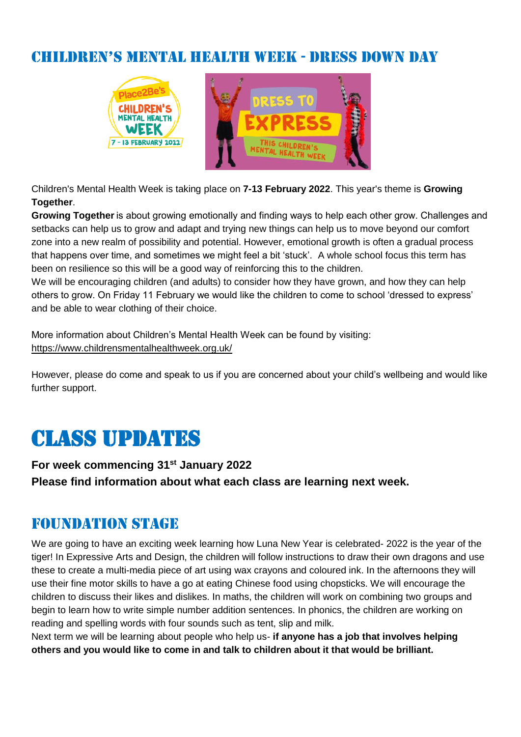## Children's Mental Health Week - Dress Down Day

Children's Mental Health Week is taking place on **7-13 February 2022**. This year's theme is **Growing Together**.

**Growing Together** is about growing emotionally and finding ways to help each other grow. Challenges and setbacks can help us to grow and adapt and trying new things can help us to move beyond our comfort zone into a new realm of possibility and potential. However, emotional growth is often a gradual process that happens over time, and sometimes we might feel a bit 'stuck'. A whole school focus this term has been on resilience so this will be a good way of reinforcing this to the children.

We will be encouraging children (and adults) to consider how they have grown, and how they can help others to grow. On Friday 11 February we would like the children to come to school 'dressed to express' and be able to wear clothing of their choice.

More information about Children's Mental Health Week can be found by visiting:
https://www.childrensmentalhealthweek.org.uk/

However, please do come and speak to us if you are concerned about your child's wellbeing and would like further support.

# Class Updates

**For week commencing 31st January 2022**

**Please find information about what each class are learning next week.**

## Foundation Stage

We are going to have an exciting week learning how Luna New Year is celebrated- 2022 is the year of the tiger! In Expressive Arts and Design, the children will follow instructions to draw their own dragons and use these to create a multi-media piece of art using wax crayons and coloured ink. In the afternoons they will use their fine motor skills to have a go at eating Chinese food using chopsticks. We will encourage the children to discuss their likes and dislikes. In maths, the children will work on combining two groups and begin to learn how to write simple number addition sentences. In phonics, the children are working on reading and spelling words with four sounds such as tent, slip and milk.

Next term we will be learning about people who help us- **if anyone has a job that involves helping others and you would like to come in and talk to children about it that would be brilliant.**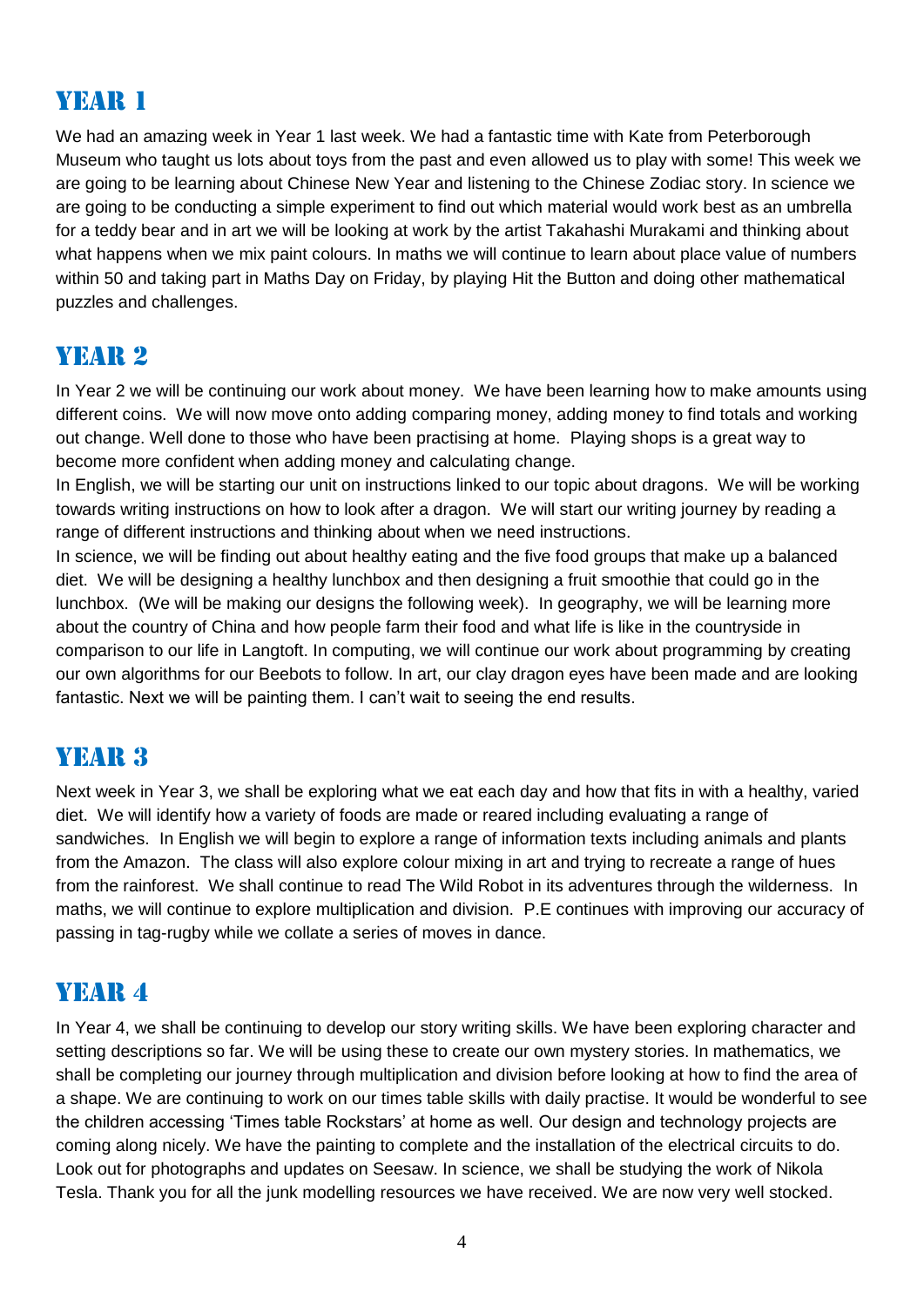## YEAR 1

We had an amazing week in Year 1 last week. We had a fantastic time with Kate from Peterborough Museum who taught us lots about toys from the past and even allowed us to play with some! This week we are going to be learning about Chinese New Year and listening to the Chinese Zodiac story. In science we are going to be conducting a simple experiment to find out which material would work best as an umbrella for a teddy bear and in art we will be looking at work by the artist Takahashi Murakami and thinking about what happens when we mix paint colours. In maths we will continue to learn about place value of numbers within 50 and taking part in Maths Day on Friday, by playing Hit the Button and doing other mathematical puzzles and challenges.

## YEAR 2

In Year 2 we will be continuing our work about money. We have been learning how to make amounts using different coins. We will now move onto adding comparing money, adding money to find totals and working out change. Well done to those who have been practising at home. Playing shops is a great way to become more confident when adding money and calculating change.

In English, we will be starting our unit on instructions linked to our topic about dragons. We will be working towards writing instructions on how to look after a dragon. We will start our writing journey by reading a range of different instructions and thinking about when we need instructions.

In science, we will be finding out about healthy eating and the five food groups that make up a balanced diet. We will be designing a healthy lunchbox and then designing a fruit smoothie that could go in the lunchbox. (We will be making our designs the following week). In geography, we will be learning more about the country of China and how people farm their food and what life is like in the countryside in comparison to our life in Langtoft. In computing, we will continue our work about programming by creating our own algorithms for our Beebots to follow. In art, our clay dragon eyes have been made and are looking fantastic. Next we will be painting them. I can't wait to seeing the end results.

## YEAR 3

Next week in Year 3, we shall be exploring what we eat each day and how that fits in with a healthy, varied diet. We will identify how a variety of foods are made or reared including evaluating a range of sandwiches. In English we will begin to explore a range of information texts including animals and plants from the Amazon. The class will also explore colour mixing in art and trying to recreate a range of hues from the rainforest. We shall continue to read The Wild Robot in its adventures through the wilderness. In maths, we will continue to explore multiplication and division. P.E continues with improving our accuracy of passing in tag-rugby while we collate a series of moves in dance.

## YEAR 4

In Year 4, we shall be continuing to develop our story writing skills. We have been exploring character and setting descriptions so far. We will be using these to create our own mystery stories. In mathematics, we shall be completing our journey through multiplication and division before looking at how to find the area of a shape. We are continuing to work on our times table skills with daily practise. It would be wonderful to see the children accessing 'Times table Rockstars' at home as well. Our design and technology projects are coming along nicely. We have the painting to complete and the installation of the electrical circuits to do. Look out for photographs and updates on Seesaw. In science, we shall be studying the work of Nikola Tesla. Thank you for all the junk modelling resources we have received. We are now very well stocked.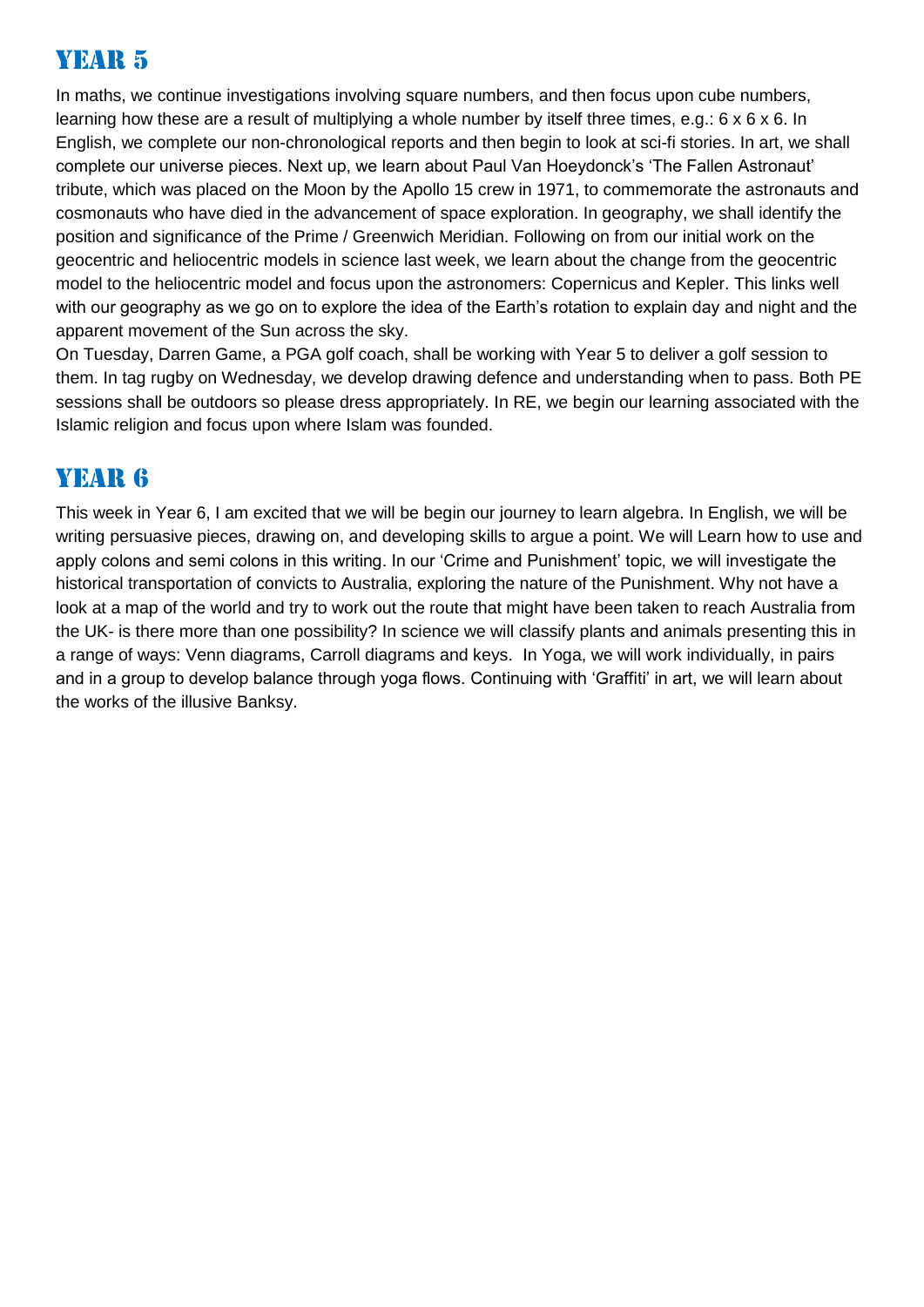# YEAR 5

In maths, we continue investigations involving square numbers, and then focus upon cube numbers, learning how these are a result of multiplying a whole number by itself three times, e.g.: 6 x 6 x 6. In English, we complete our non-chronological reports and then begin to look at sci-fi stories. In art, we shall complete our universe pieces. Next up, we learn about Paul Van Hoeydonck's 'The Fallen Astronaut' tribute, which was placed on the Moon by the Apollo 15 crew in 1971, to commemorate the astronauts and cosmonauts who have died in the advancement of space exploration. In geography, we shall identify the position and significance of the Prime / Greenwich Meridian. Following on from our initial work on the geocentric and heliocentric models in science last week, we learn about the change from the geocentric model to the heliocentric model and focus upon the astronomers: Copernicus and Kepler. This links well with our geography as we go on to explore the idea of the Earth's rotation to explain day and night and the apparent movement of the Sun across the sky.

On Tuesday, Darren Game, a PGA golf coach, shall be working with Year 5 to deliver a golf session to them. In tag rugby on Wednesday, we develop drawing defence and understanding when to pass. Both PE sessions shall be outdoors so please dress appropriately. In RE, we begin our learning associated with the Islamic religion and focus upon where Islam was founded.

# YEAR 6

This week in Year 6, I am excited that we will be begin our journey to learn algebra. In English, we will be writing persuasive pieces, drawing on, and developing skills to argue a point. We will Learn how to use and apply colons and semi colons in this writing. In our 'Crime and Punishment' topic, we will investigate the historical transportation of convicts to Australia, exploring the nature of the Punishment. Why not have a look at a map of the world and try to work out the route that might have been taken to reach Australia from the UK- is there more than one possibility? In science we will classify plants and animals presenting this in a range of ways: Venn diagrams, Carroll diagrams and keys. In Yoga, we will work individually, in pairs and in a group to develop balance through yoga flows. Continuing with 'Graffiti' in art, we will learn about the works of the illusive Banksy.